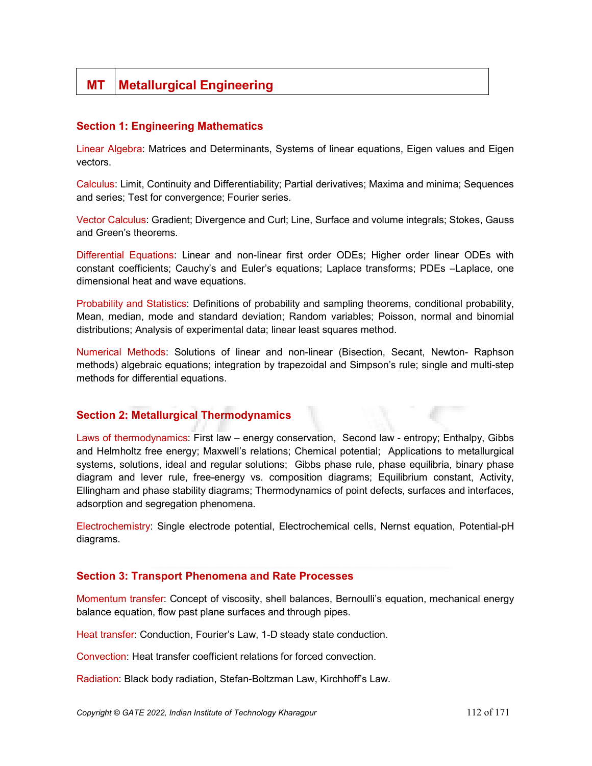# MT Metallurgical Engineering

## Section 1: Engineering Mathematics

Linear Algebra: Matrices and Determinants, Systems of linear equations, Eigen values and Eigen vectors.

Calculus: Limit, Continuity and Differentiability; Partial derivatives; Maxima and minima; Sequences and series; Test for convergence; Fourier series.

Vector Calculus: Gradient; Divergence and Curl; Line, Surface and volume integrals; Stokes, Gauss and Green's theorems.

Differential Equations: Linear and non-linear first order ODEs; Higher order linear ODEs with constant coefficients; Cauchy's and Euler's equations; Laplace transforms; PDEs –Laplace, one dimensional heat and wave equations.

Probability and Statistics: Definitions of probability and sampling theorems, conditional probability, Mean, median, mode and standard deviation; Random variables; Poisson, normal and binomial distributions; Analysis of experimental data; linear least squares method.

Numerical Methods: Solutions of linear and non-linear (Bisection, Secant, Newton- Raphson methods) algebraic equations; integration by trapezoidal and Simpson's rule; single and multi-step methods for differential equations.

## Section 2: Metallurgical Thermodynamics

Laws of thermodynamics: First law – energy conservation, Second law - entropy; Enthalpy, Gibbs and Helmholtz free energy; Maxwell's relations; Chemical potential; Applications to metallurgical systems, solutions, ideal and regular solutions; Gibbs phase rule, phase equilibria, binary phase diagram and lever rule, free-energy vs. composition diagrams; Equilibrium constant, Activity, Ellingham and phase stability diagrams; Thermodynamics of point defects, surfaces and interfaces, adsorption and segregation phenomena.

Electrochemistry: Single electrode potential, Electrochemical cells, Nernst equation, Potential-pH diagrams.

## Section 3: Transport Phenomena and Rate Processes

Momentum transfer: Concept of viscosity, shell balances, Bernoulli's equation, mechanical energy balance equation, flow past plane surfaces and through pipes.

Heat transfer: Conduction, Fourier's Law, 1-D steady state conduction.

Convection: Heat transfer coefficient relations for forced convection.

Radiation: Black body radiation, Stefan-Boltzman Law, Kirchhoff's Law.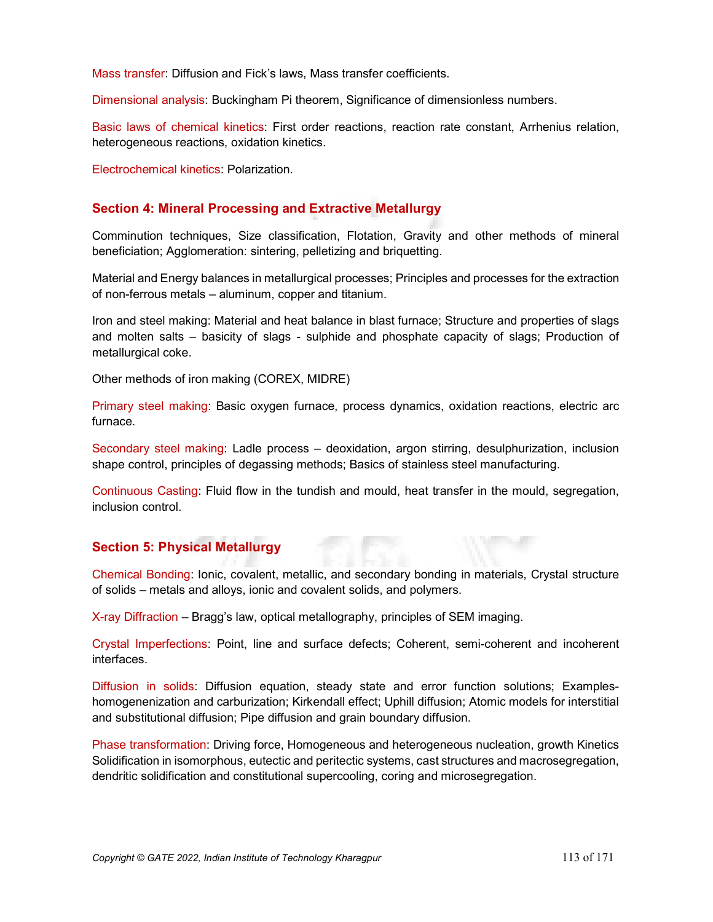Mass transfer: Diffusion and Fick's laws, Mass transfer coefficients.

Dimensional analysis: Buckingham Pi theorem, Significance of dimensionless numbers.

Basic laws of chemical kinetics: First order reactions, reaction rate constant, Arrhenius relation, heterogeneous reactions, oxidation kinetics.

Electrochemical kinetics: Polarization.

## Section 4: Mineral Processing and Extractive Metallurgy

Comminution techniques, Size classification, Flotation, Gravity and other methods of mineral beneficiation; Agglomeration: sintering, pelletizing and briquetting.

Material and Energy balances in metallurgical processes; Principles and processes for the extraction of non-ferrous metals – aluminum, copper and titanium.

Iron and steel making: Material and heat balance in blast furnace; Structure and properties of slags and molten salts – basicity of slags - sulphide and phosphate capacity of slags; Production of metallurgical coke.

Other methods of iron making (COREX, MIDRE)

Primary steel making: Basic oxygen furnace, process dynamics, oxidation reactions, electric arc furnace.

Secondary steel making: Ladle process – deoxidation, argon stirring, desulphurization, inclusion shape control, principles of degassing methods; Basics of stainless steel manufacturing.

Continuous Casting: Fluid flow in the tundish and mould, heat transfer in the mould, segregation, inclusion control.

## Section 5: Physical Metallurgy

Chemical Bonding: Ionic, covalent, metallic, and secondary bonding in materials, Crystal structure of solids – metals and alloys, ionic and covalent solids, and polymers.

X-ray Diffraction – Bragg's law, optical metallography, principles of SEM imaging.

Crystal Imperfections: Point, line and surface defects; Coherent, semi-coherent and incoherent interfaces.

Diffusion in solids: Diffusion equation, steady state and error function solutions; Examples- homogenization and carburization; Kirkendall effect; Uphill diffusion; Atomic models for interstitial and substitutional diffusion; Pipe diffusion and grain boundary diffusion.

Phase transformation: Driving force, Homogeneous and heterogeneous nucleation, growth Kinetics Solidification in isomorphous, eutectic and peritectic systems, cast structures and macrosegregation, dendritic solidification and constitutional supercooling, coring and microsegregation.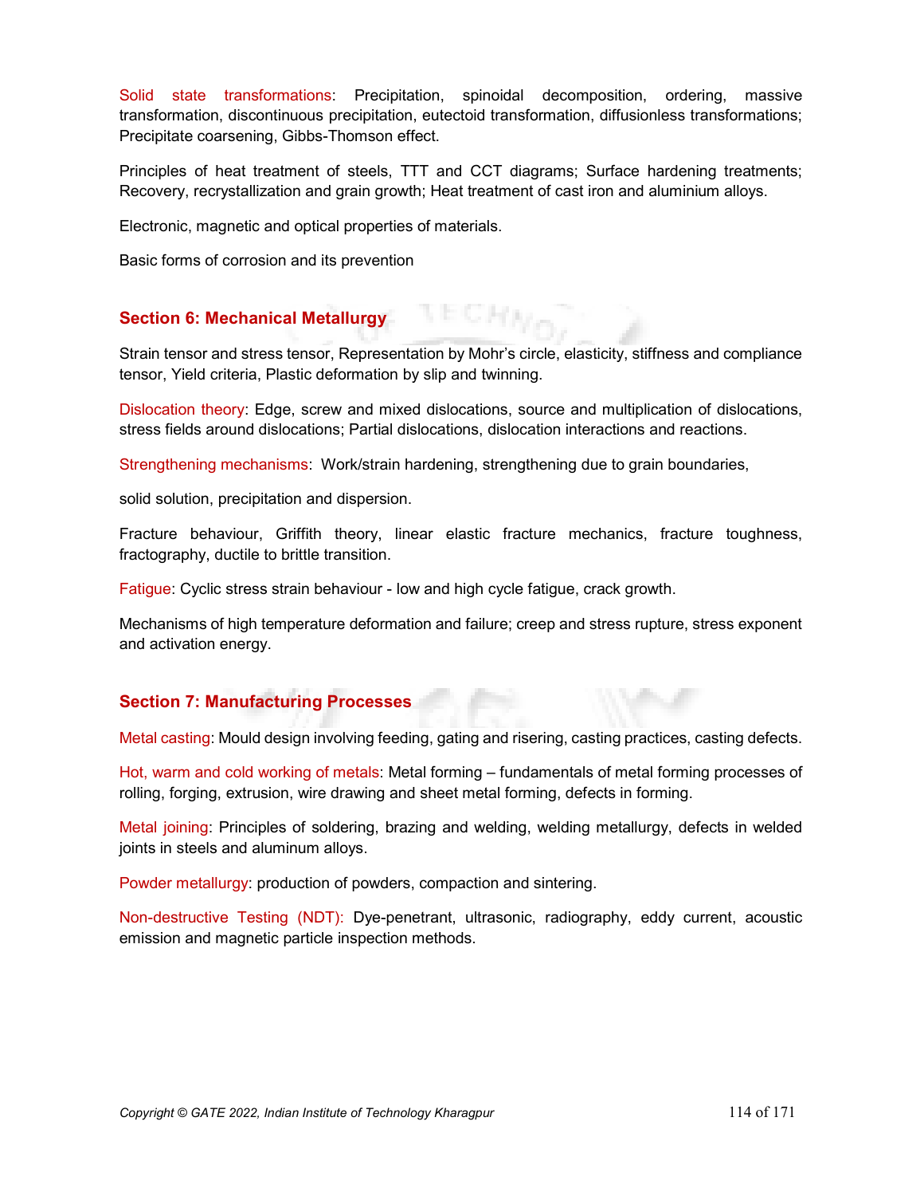Solid state transformations: Precipitation, spinoidal decomposition, ordering, massive transformation, discontinuous precipitation, eutectoid transformation, diffusionless transformations; Precipitate coarsening, Gibbs-Thomson effect.

Principles of heat treatment of steels, TTT and CCT diagrams; Surface hardening treatments; Recovery, recrystallization and grain growth; Heat treatment of cast iron and aluminium alloys.

Electronic, magnetic and optical properties of materials.

Basic forms of corrosion and its prevention

## Section 6: Mechanical Metallurgy

Strain tensor and stress tensor, Representation by Mohr's circle, elasticity, stiffness and compliance tensor, Yield criteria, Plastic deformation by slip and twinning.

Dislocation theory: Edge, screw and mixed dislocations, source and multiplication of dislocations, stress fields around dislocations; Partial dislocations, dislocation interactions and reactions.

Strengthening mechanisms: Work/strain hardening, strengthening due to grain boundaries,

solid solution, precipitation and dispersion.

Fracture behaviour, Griffith theory, linear elastic fracture mechanics, fracture toughness, fractography, ductile to brittle transition.

Fatigue: Cyclic stress strain behaviour - low and high cycle fatigue, crack growth.

Mechanisms of high temperature deformation and failure; creep and stress rupture, stress exponent and activation energy.

## Section 7: Manufacturing Processes

Metal casting: Mould design involving feeding, gating and risering, casting practices, casting defects.

Hot, warm and cold working of metals: Metal forming – fundamentals of metal forming processes of rolling, forging, extrusion, wire drawing and sheet metal forming, defects in forming.

Metal joining: Principles of soldering, brazing and welding, welding metallurgy, defects in welded joints in steels and aluminum alloys.

Powder metallurgy: production of powders, compaction and sintering.

Non-destructive Testing (NDT): Dye-penetrant, ultrasonic, radiography, eddy current, acoustic emission and magnetic particle inspection methods.